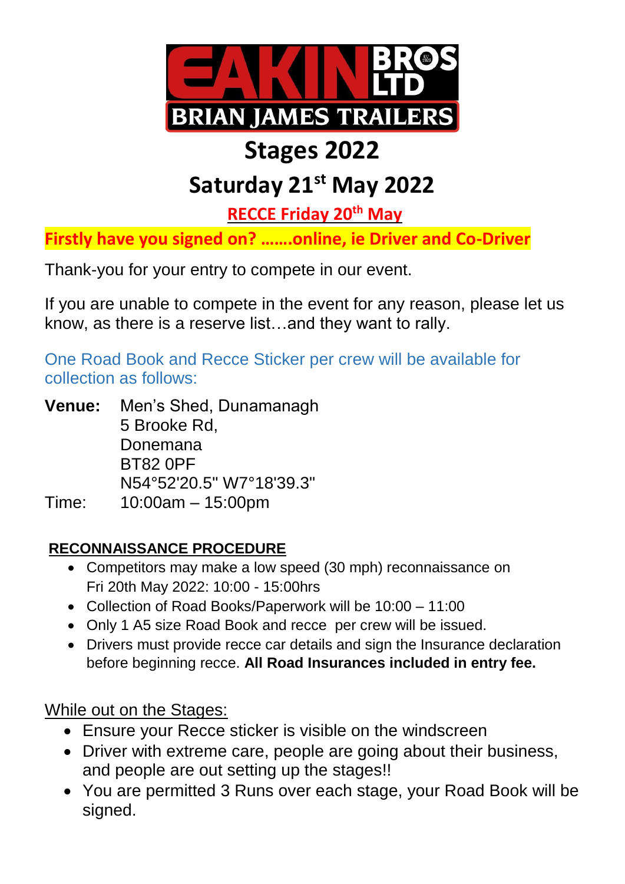# EAKIN BROS LTD BRIAN JAMES TRAILERS

# Stages 2022

## Saturday 21st May 2022

**RECCE Friday 20th May**

**Firstly have you signed on? …….online, ie Driver and Co-Driver**

Thank-you for your entry to compete in our event.

If you are unable to compete in the event for any reason, please let us know, as there is a reserve list…and they want to rally.

One Road Book and Recce Sticker per crew will be available for collection as follows:

**Venue:** Men's Shed, Dunamanagh
5 Brooke Rd,
Donemana
BT82 0PF
N54°52'20.5" W7°18'39.3"

Time: 10:00am – 15:00pm

**RECONNAISSANCE PROCEDURE**

- Competitors may make a low speed (30 mph) reconnaissance on Fri 20th May 2022: 10:00 - 15:00hrs
- Collection of Road Books/Paperwork will be 10:00 – 11:00
- Only 1 A5 size Road Book and recce per crew will be issued.
- Drivers must provide recce car details and sign the Insurance declaration before beginning recce. **All Road Insurances included in entry fee.**

While out on the Stages:

- Ensure your Recce sticker is visible on the windscreen
- Driver with extreme care, people are going about their business, and people are out setting up the stages!!
- You are permitted 3 Runs over each stage, your Road Book will be signed.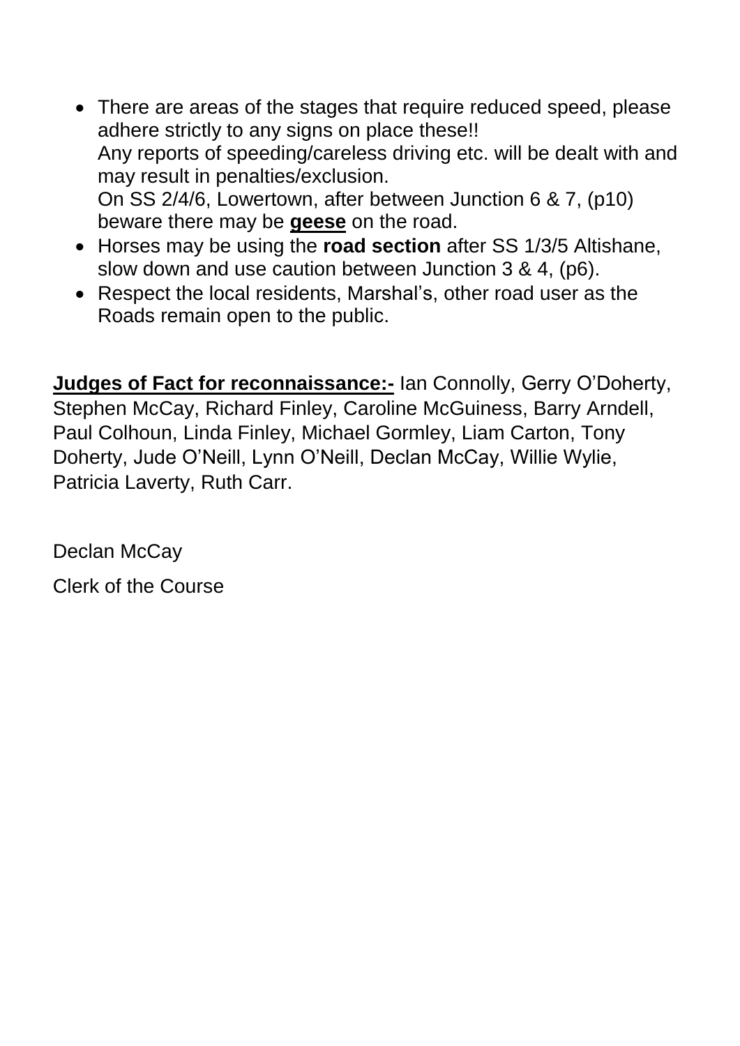- There are areas of the stages that require reduced speed, please adhere strictly to any signs on place these!!
  Any reports of speeding/careless driving etc. will be dealt with and may result in penalties/exclusion.
  On SS 2/4/6, Lowertown, after between Junction 6 & 7, (p10) beware there may be **geese** on the road.
- Horses may be using the **road section** after SS 1/3/5 Altishane, slow down and use caution between Junction 3 & 4, (p6).
- Respect the local residents, Marshal's, other road user as the Roads remain open to the public.

**Judges of Fact for reconnaissance:-** Ian Connolly, Gerry O'Doherty, Stephen McCay, Richard Finley, Caroline McGuiness, Barry Arndell, Paul Colhoun, Linda Finley, Michael Gormley, Liam Carton, Tony Doherty, Jude O'Neill, Lynn O'Neill, Declan McCay, Willie Wylie, Patricia Laverty, Ruth Carr.

Declan McCay

Clerk of the Course